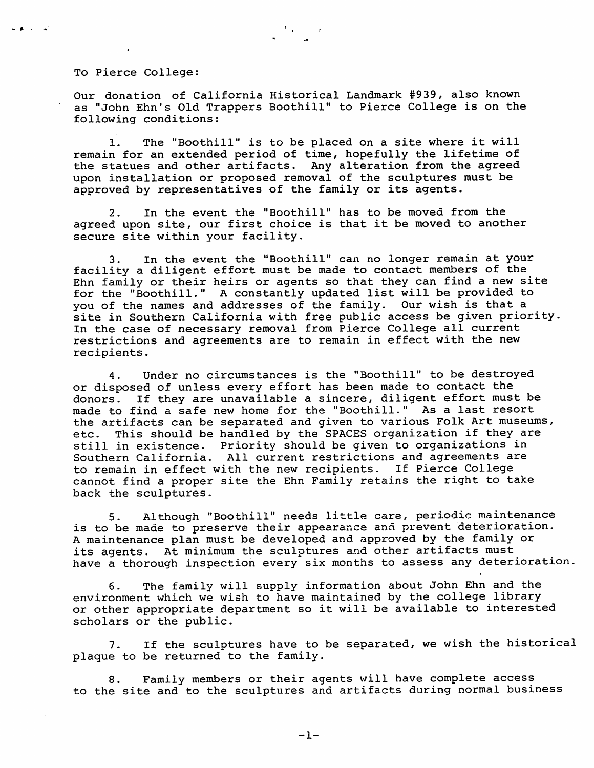To Pierce College:

Our donation of California Historical Landmark #939, also known as "John Ehn's Old Trappers Boothill" to Pierce College is on the following conditions:

1. The "Boothill" is to be placed on a site where it will remain for an extended period of time, hopefully the lifetime of the statues and other artifacts. Any alteration from the agreed upon installation or proposed removal of the sculptures must be approved by representatives of the family or its agents.

2. In the event the "Boothill" has to be moved from the agreed upon site, our first choice is that it be moved to another secure site within your facility.

3. In the event the "Boothill" can no longer remain at your facility a diligent effort must be made to contact members of the Ehn family or their heirs or agents so that they can find a new site for the "Boothill." A constantly updated list will be provided to you of the names and addresses of the family. Our wish is that a site in Southern California with free public access be given priority. In the case of necessary removal from Pierce College all current restrictions and agreements are to remain in effect with the new recipients.

4. Under no circumstances is the "Boothill" to be destroyed or disposed of unless every effort has been made to contact the donors. If they are unavailable a sincere, diligent effort must be made to find a safe new home for the "Boothill." As a last resort the artifacts can be separated and given to various Folk Art museums, etc. This should be handled by the SPACES organization if they are still in existence. Priority should be given to organizations in Southern California. All current restrictions and agreements are to remain in effect with the new recipients. If Pierce College cannot find a proper site the Ehn Family retains the right to take back the sculptures.

5. Although "Boothill" needs little care, periodic maintenance is to be made to preserve their appearance and prevent deterioration. A maintenance plan must be developed and approved by the family or its agents. At minimum the sculptures and other artifacts must have a thorough inspection every six months to assess any deterioration.

6. The family will supply information about John Ehn and the environment which we wish to have maintained by the college library or other appropriate department so it will be available to interested scholars or the public.

7. If the sculptures have to be separated, we wish the historical plaque to be returned to the family.

8. Family members or their agents will have complete access to the site and to the sculptures and artifacts during normal business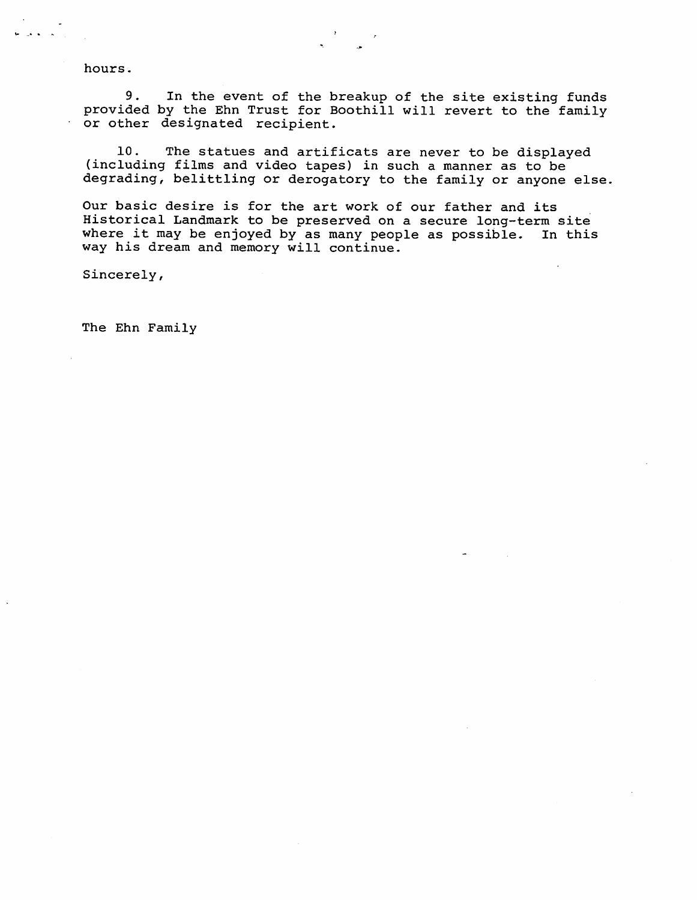hours.

9. In the event of the breakup of the site existing funds provided by the Ehn Trust for Boothill will revert to the family or other designated recipient.

10. The statues and artificats are never to be displayed (including films and video tapes) in such a manner as to be degrading, belittling or derogatory to the family or anyone else.

Our basic desire is for the art work of our father and its Historical Landmark to be preserved on a secure long-term site where it may be enjoyed by as many people as possible. In this way his dream and memory will continue.

Sincerely,

The Ehn Family